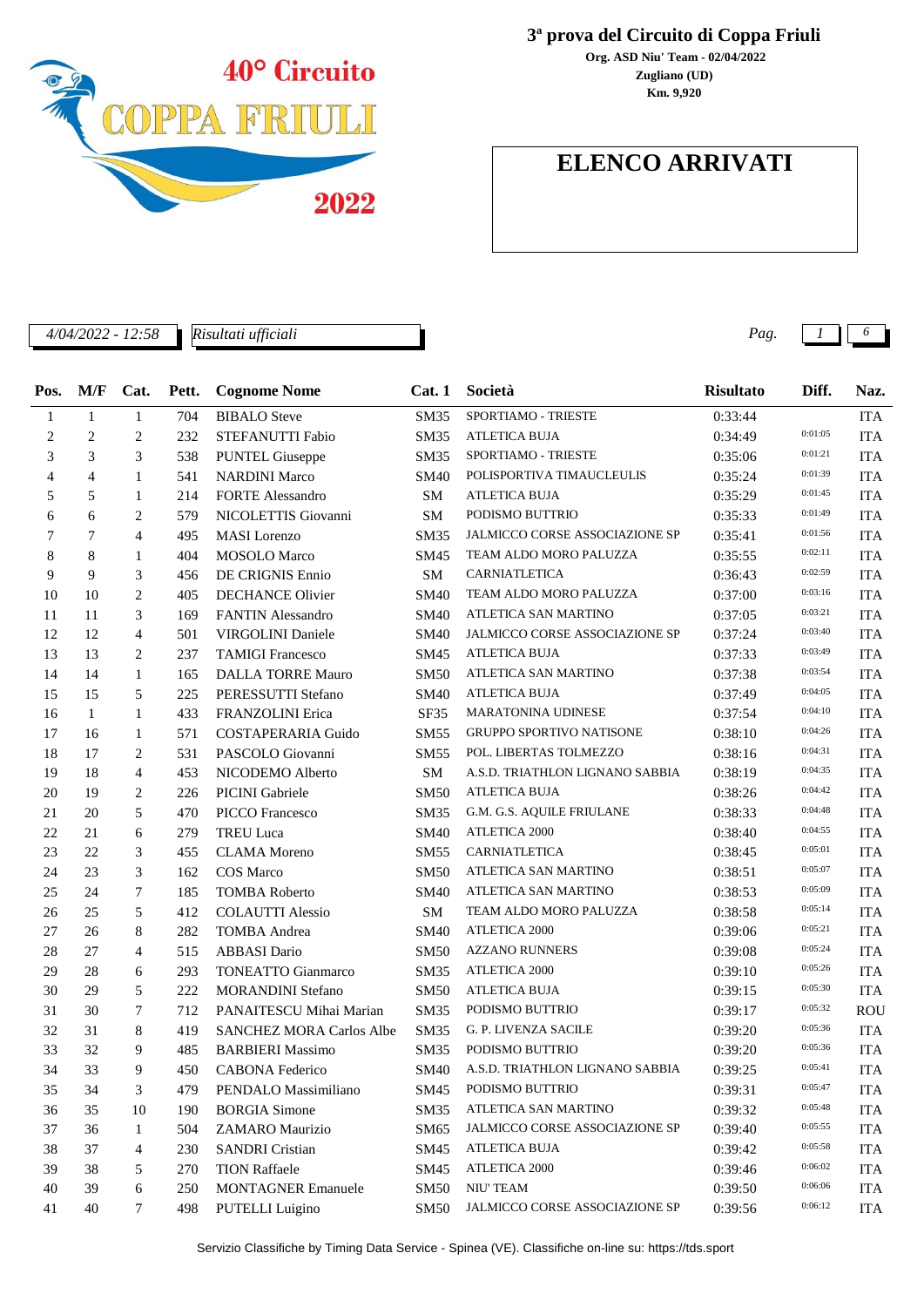40° Circuito COPPA FRIULI 2022

# 3ª prova del Circuito di Coppa Friuli

**Org. ASD Niu' Team - 02/04/2022**
**Zugliano (UD)**
**Km. 9,920**

## ELENCO ARRIVATI

*4/04/2022 - 12:58* *Risultati ufficiali*

| Pos. | M/F | Cat. | Pett. | Cognome Nome | Cat. 1 | Società | Risultato | Diff. | Naz. |
|---|---|---|---|---|---|---|---|---|---|
| 1 | 1 | 1 | 704 | BIBALO Steve | SM35 | SPORTIAMO - TRIESTE | 0:33:44 | | ITA |
| 2 | 2 | 2 | 232 | STEFANUTTI Fabio | SM35 | ATLETICA BUJA | 0:34:49 | 0:01:05 | ITA |
| 3 | 3 | 3 | 538 | PUNTEL Giuseppe | SM35 | SPORTIAMO - TRIESTE | 0:35:06 | 0:01:21 | ITA |
| 4 | 4 | 1 | 541 | NARDINI Marco | SM40 | POLISPORTIVA TIMAUCLEULIS | 0:35:24 | 0:01:39 | ITA |
| 5 | 5 | 1 | 214 | FORTE Alessandro | SM | ATLETICA BUJA | 0:35:29 | 0:01:45 | ITA |
| 6 | 6 | 2 | 579 | NICOLETTIS Giovanni | SM | PODISMO BUTTRIO | 0:35:33 | 0:01:49 | ITA |
| 7 | 7 | 4 | 495 | MASI Lorenzo | SM35 | JALMICCO CORSE ASSOCIAZIONE SP | 0:35:41 | 0:01:56 | ITA |
| 8 | 8 | 1 | 404 | MOSOLO Marco | SM45 | TEAM ALDO MORO PALUZZA | 0:35:55 | 0:02:11 | ITA |
| 9 | 9 | 3 | 456 | DE CRIGNIS Ennio | SM | CARNIATLETICA | 0:36:43 | 0:02:59 | ITA |
| 10 | 10 | 2 | 405 | DECHANCE Olivier | SM40 | TEAM ALDO MORO PALUZZA | 0:37:00 | 0:03:16 | ITA |
| 11 | 11 | 3 | 169 | FANTIN Alessandro | SM40 | ATLETICA SAN MARTINO | 0:37:05 | 0:03:21 | ITA |
| 12 | 12 | 4 | 501 | VIRGOLINI Daniele | SM40 | JALMICCO CORSE ASSOCIAZIONE SP | 0:37:24 | 0:03:40 | ITA |
| 13 | 13 | 2 | 237 | TAMIGI Francesco | SM45 | ATLETICA BUJA | 0:37:33 | 0:03:49 | ITA |
| 14 | 14 | 1 | 165 | DALLA TORRE Mauro | SM50 | ATLETICA SAN MARTINO | 0:37:38 | 0:03:54 | ITA |
| 15 | 15 | 5 | 225 | PERESSUTTI Stefano | SM40 | ATLETICA BUJA | 0:37:49 | 0:04:05 | ITA |
| 16 | 1 | 1 | 433 | FRANZOLINI Erica | SF35 | MARATONINA UDINESE | 0:37:54 | 0:04:10 | ITA |
| 17 | 16 | 1 | 571 | COSTAPERARIA Guido | SM55 | GRUPPO SPORTIVO NATISONE | 0:38:10 | 0:04:26 | ITA |
| 18 | 17 | 2 | 531 | PASCOLO Giovanni | SM55 | POL. LIBERTAS TOLMEZZO | 0:38:16 | 0:04:31 | ITA |
| 19 | 18 | 4 | 453 | NICODEMO Alberto | SM | A.S.D. TRIATHLON LIGNANO SABBIA | 0:38:19 | 0:04:35 | ITA |
| 20 | 19 | 2 | 226 | PICINI Gabriele | SM50 | ATLETICA BUJA | 0:38:26 | 0:04:42 | ITA |
| 21 | 20 | 5 | 470 | PICCO Francesco | SM35 | G.M. G.S. AQUILE FRIULANE | 0:38:33 | 0:04:48 | ITA |
| 22 | 21 | 6 | 279 | TREU Luca | SM40 | ATLETICA 2000 | 0:38:40 | 0:04:55 | ITA |
| 23 | 22 | 3 | 455 | CLAMA Moreno | SM55 | CARNIATLETICA | 0:38:45 | 0:05:01 | ITA |
| 24 | 23 | 3 | 162 | COS Marco | SM50 | ATLETICA SAN MARTINO | 0:38:51 | 0:05:07 | ITA |
| 25 | 24 | 7 | 185 | TOMBA Roberto | SM40 | ATLETICA SAN MARTINO | 0:38:53 | 0:05:09 | ITA |
| 26 | 25 | 5 | 412 | COLAUTTI Alessio | SM | TEAM ALDO MORO PALUZZA | 0:38:58 | 0:05:14 | ITA |
| 27 | 26 | 8 | 282 | TOMBA Andrea | SM40 | ATLETICA 2000 | 0:39:06 | 0:05:21 | ITA |
| 28 | 27 | 4 | 515 | ABBASI Dario | SM50 | AZZANO RUNNERS | 0:39:08 | 0:05:24 | ITA |
| 29 | 28 | 6 | 293 | TONEATTO Gianmarco | SM35 | ATLETICA 2000 | 0:39:10 | 0:05:26 | ITA |
| 30 | 29 | 5 | 222 | MORANDINI Stefano | SM50 | ATLETICA BUJA | 0:39:15 | 0:05:30 | ITA |
| 31 | 30 | 7 | 712 | PANAITESCU Mihai Marian | SM35 | PODISMO BUTTRIO | 0:39:17 | 0:05:32 | ROU |
| 32 | 31 | 8 | 419 | SANCHEZ MORA Carlos Albe | SM35 | G. P. LIVENZA SACILE | 0:39:20 | 0:05:36 | ITA |
| 33 | 32 | 9 | 485 | BARBIERI Massimo | SM35 | PODISMO BUTTRIO | 0:39:20 | 0:05:36 | ITA |
| 34 | 33 | 9 | 450 | CABONA Federico | SM40 | A.S.D. TRIATHLON LIGNANO SABBIA | 0:39:25 | 0:05:41 | ITA |
| 35 | 34 | 3 | 479 | PENDALO Massimiliano | SM45 | PODISMO BUTTRIO | 0:39:31 | 0:05:47 | ITA |
| 36 | 35 | 10 | 190 | BORGIA Simone | SM35 | ATLETICA SAN MARTINO | 0:39:32 | 0:05:48 | ITA |
| 37 | 36 | 1 | 504 | ZAMARO Maurizio | SM65 | JALMICCO CORSE ASSOCIAZIONE SP | 0:39:40 | 0:05:55 | ITA |
| 38 | 37 | 4 | 230 | SANDRI Cristian | SM45 | ATLETICA BUJA | 0:39:42 | 0:05:58 | ITA |
| 39 | 38 | 5 | 270 | TION Raffaele | SM45 | ATLETICA 2000 | 0:39:46 | 0:06:02 | ITA |
| 40 | 39 | 6 | 250 | MONTAGNER Emanuele | SM50 | NIU' TEAM | 0:39:50 | 0:06:06 | ITA |
| 41 | 40 | 7 | 498 | PUTELLI Luigino | SM50 | JALMICCO CORSE ASSOCIAZIONE SP | 0:39:56 | 0:06:12 | ITA |

Servizio Classifiche by Timing Data Service - Spinea (VE). Classifiche on-line su: https://tds.sport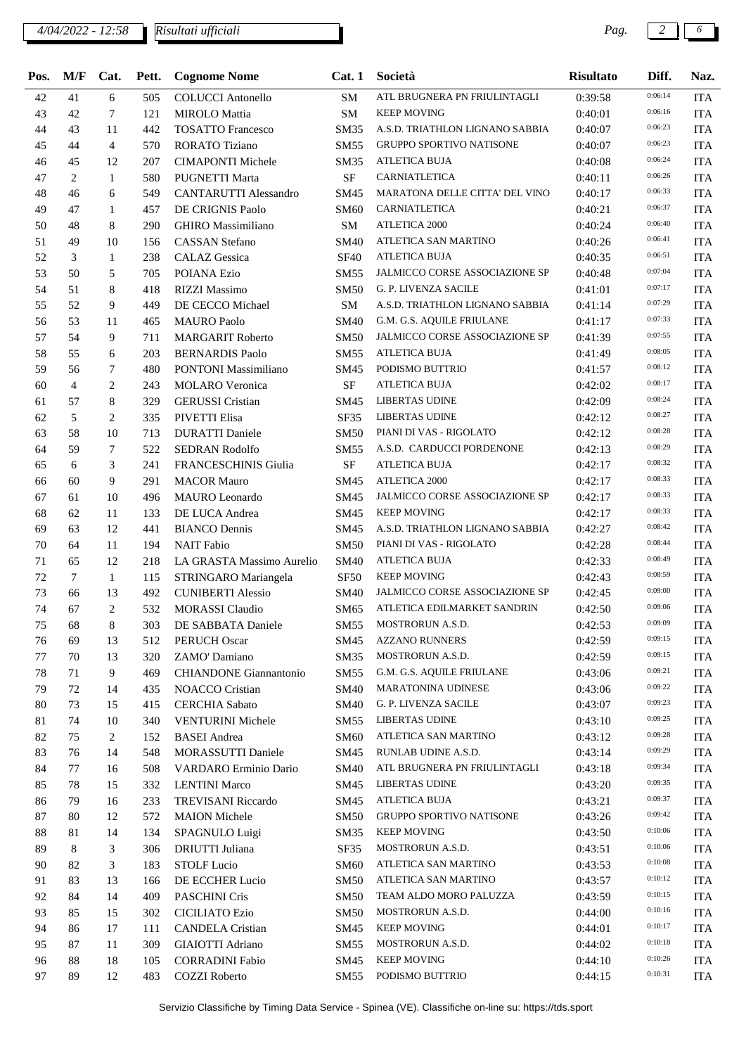| Pos. | M/F | Cat. | Pett. | Cognome Nome | Cat. 1 | Società | Risultato | Diff. | Naz. |
|---|---|---|---|---|---|---|---|---|---|
| 42 | 41 | 6 | 505 | COLUCCI Antonello | SM | ATL BRUGNERA PN FRIULINTAGLI | 0:39:58 | 0:06:14 | ITA |
| 43 | 42 | 7 | 121 | MIROLO Mattia | SM | KEEP MOVING | 0:40:01 | 0:06:16 | ITA |
| 44 | 43 | 11 | 442 | TOSATTO Francesco | SM35 | A.S.D. TRIATHLON LIGNANO SABBIA | 0:40:07 | 0:06:23 | ITA |
| 45 | 44 | 4 | 570 | RORATO Tiziano | SM55 | GRUPPO SPORTIVO NATISONE | 0:40:07 | 0:06:23 | ITA |
| 46 | 45 | 12 | 207 | CIMAPONTI Michele | SM35 | ATLETICA BUJA | 0:40:08 | 0:06:24 | ITA |
| 47 | 2 | 1 | 580 | PUGNETTI Marta | SF | CARNIATLETICA | 0:40:11 | 0:06:26 | ITA |
| 48 | 46 | 6 | 549 | CANTARUTTI Alessandro | SM45 | MARATONA DELLE CITTA' DEL VINO | 0:40:17 | 0:06:33 | ITA |
| 49 | 47 | 1 | 457 | DE CRIGNIS Paolo | SM60 | CARNIATLETICA | 0:40:21 | 0:06:37 | ITA |
| 50 | 48 | 8 | 290 | GHIRO Massimiliano | SM | ATLETICA 2000 | 0:40:24 | 0:06:40 | ITA |
| 51 | 49 | 10 | 156 | CASSAN Stefano | SM40 | ATLETICA SAN MARTINO | 0:40:26 | 0:06:41 | ITA |
| 52 | 3 | 1 | 238 | CALAZ Gessica | SF40 | ATLETICA BUJA | 0:40:35 | 0:06:51 | ITA |
| 53 | 50 | 5 | 705 | POIANA Ezio | SM55 | JALMICCO CORSE ASSOCIAZIONE SP | 0:40:48 | 0:07:04 | ITA |
| 54 | 51 | 8 | 418 | RIZZI Massimo | SM50 | G. P. LIVENZA SACILE | 0:41:01 | 0:07:17 | ITA |
| 55 | 52 | 9 | 449 | DE CECCO Michael | SM | A.S.D. TRIATHLON LIGNANO SABBIA | 0:41:14 | 0:07:29 | ITA |
| 56 | 53 | 11 | 465 | MAURO Paolo | SM40 | G.M. G.S. AQUILE FRIULANE | 0:41:17 | 0:07:33 | ITA |
| 57 | 54 | 9 | 711 | MARGARIT Roberto | SM50 | JALMICCO CORSE ASSOCIAZIONE SP | 0:41:39 | 0:07:55 | ITA |
| 58 | 55 | 6 | 203 | BERNARDIS Paolo | SM55 | ATLETICA BUJA | 0:41:49 | 0:08:05 | ITA |
| 59 | 56 | 7 | 480 | PONTONI Massimiliano | SM45 | PODISMO BUTTRIO | 0:41:57 | 0:08:12 | ITA |
| 60 | 4 | 2 | 243 | MOLARO Veronica | SF | ATLETICA BUJA | 0:42:02 | 0:08:17 | ITA |
| 61 | 57 | 8 | 329 | GERUSSI Cristian | SM45 | LIBERTAS UDINE | 0:42:09 | 0:08:24 | ITA |
| 62 | 5 | 2 | 335 | PIVETTI Elisa | SF35 | LIBERTAS UDINE | 0:42:12 | 0:08:27 | ITA |
| 63 | 58 | 10 | 713 | DURATTI Daniele | SM50 | PIANI DI VAS - RIGOLATO | 0:42:12 | 0:08:28 | ITA |
| 64 | 59 | 7 | 522 | SEDRAN Rodolfo | SM55 | A.S.D. CARDUCCI PORDENONE | 0:42:13 | 0:08:29 | ITA |
| 65 | 6 | 3 | 241 | FRANCESCHINIS Giulia | SF | ATLETICA BUJA | 0:42:17 | 0:08:32 | ITA |
| 66 | 60 | 9 | 291 | MACOR Mauro | SM45 | ATLETICA 2000 | 0:42:17 | 0:08:33 | ITA |
| 67 | 61 | 10 | 496 | MAURO Leonardo | SM45 | JALMICCO CORSE ASSOCIAZIONE SP | 0:42:17 | 0:08:33 | ITA |
| 68 | 62 | 11 | 133 | DE LUCA Andrea | SM45 | KEEP MOVING | 0:42:17 | 0:08:33 | ITA |
| 69 | 63 | 12 | 441 | BIANCO Dennis | SM45 | A.S.D. TRIATHLON LIGNANO SABBIA | 0:42:27 | 0:08:42 | ITA |
| 70 | 64 | 11 | 194 | NAIT Fabio | SM50 | PIANI DI VAS - RIGOLATO | 0:42:28 | 0:08:44 | ITA |
| 71 | 65 | 12 | 218 | LA GRASTA Massimo Aurelio | SM40 | ATLETICA BUJA | 0:42:33 | 0:08:49 | ITA |
| 72 | 7 | 1 | 115 | STRINGARO Mariangela | SF50 | KEEP MOVING | 0:42:43 | 0:08:59 | ITA |
| 73 | 66 | 13 | 492 | CUNIBERTI Alessio | SM40 | JALMICCO CORSE ASSOCIAZIONE SP | 0:42:45 | 0:09:00 | ITA |
| 74 | 67 | 2 | 532 | MORASSI Claudio | SM65 | ATLETICA EDILMARKET SANDRIN | 0:42:50 | 0:09:06 | ITA |
| 75 | 68 | 8 | 303 | DE SABBATA Daniele | SM55 | MOSTRORUN A.S.D. | 0:42:53 | 0:09:09 | ITA |
| 76 | 69 | 13 | 512 | PERUCH Oscar | SM45 | AZZANO RUNNERS | 0:42:59 | 0:09:15 | ITA |
| 77 | 70 | 13 | 320 | ZAMO' Damiano | SM35 | MOSTRORUN A.S.D. | 0:42:59 | 0:09:15 | ITA |
| 78 | 71 | 9 | 469 | CHIANDONE Giannantonio | SM55 | G.M. G.S. AQUILE FRIULANE | 0:43:06 | 0:09:21 | ITA |
| 79 | 72 | 14 | 435 | NOACCO Cristian | SM40 | MARATONINA UDINESE | 0:43:06 | 0:09:22 | ITA |
| 80 | 73 | 15 | 415 | CERCHIA Sabato | SM40 | G. P. LIVENZA SACILE | 0:43:07 | 0:09:23 | ITA |
| 81 | 74 | 10 | 340 | VENTURINI Michele | SM55 | LIBERTAS UDINE | 0:43:10 | 0:09:25 | ITA |
| 82 | 75 | 2 | 152 | BASEI Andrea | SM60 | ATLETICA SAN MARTINO | 0:43:12 | 0:09:28 | ITA |
| 83 | 76 | 14 | 548 | MORASSUTTI Daniele | SM45 | RUNLAB UDINE A.S.D. | 0:43:14 | 0:09:29 | ITA |
| 84 | 77 | 16 | 508 | VARDARO Erminio Dario | SM40 | ATL BRUGNERA PN FRIULINTAGLI | 0:43:18 | 0:09:34 | ITA |
| 85 | 78 | 15 | 332 | LENTINI Marco | SM45 | LIBERTAS UDINE | 0:43:20 | 0:09:35 | ITA |
| 86 | 79 | 16 | 233 | TREVISANI Riccardo | SM45 | ATLETICA BUJA | 0:43:21 | 0:09:37 | ITA |
| 87 | 80 | 12 | 572 | MAION Michele | SM50 | GRUPPO SPORTIVO NATISONE | 0:43:26 | 0:09:42 | ITA |
| 88 | 81 | 14 | 134 | SPAGNULO Luigi | SM35 | KEEP MOVING | 0:43:50 | 0:10:06 | ITA |
| 89 | 8 | 3 | 306 | DRIUTTI Juliana | SF35 | MOSTRORUN A.S.D. | 0:43:51 | 0:10:06 | ITA |
| 90 | 82 | 3 | 183 | STOLF Lucio | SM60 | ATLETICA SAN MARTINO | 0:43:53 | 0:10:08 | ITA |
| 91 | 83 | 13 | 166 | DE ECCHER Lucio | SM50 | ATLETICA SAN MARTINO | 0:43:57 | 0:10:12 | ITA |
| 92 | 84 | 14 | 409 | PASCHINI Cris | SM50 | TEAM ALDO MORO PALUZZA | 0:43:59 | 0:10:15 | ITA |
| 93 | 85 | 15 | 302 | CICILIATO Ezio | SM50 | MOSTRORUN A.S.D. | 0:44:00 | 0:10:16 | ITA |
| 94 | 86 | 17 | 111 | CANDELA Cristian | SM45 | KEEP MOVING | 0:44:01 | 0:10:17 | ITA |
| 95 | 87 | 11 | 309 | GIAIOTTI Adriano | SM55 | MOSTRORUN A.S.D. | 0:44:02 | 0:10:18 | ITA |
| 96 | 88 | 18 | 105 | CORRADINI Fabio | SM45 | KEEP MOVING | 0:44:10 | 0:10:26 | ITA |
| 97 | 89 | 12 | 483 | COZZI Roberto | SM55 | PODISMO BUTTRIO | 0:44:15 | 0:10:31 | ITA |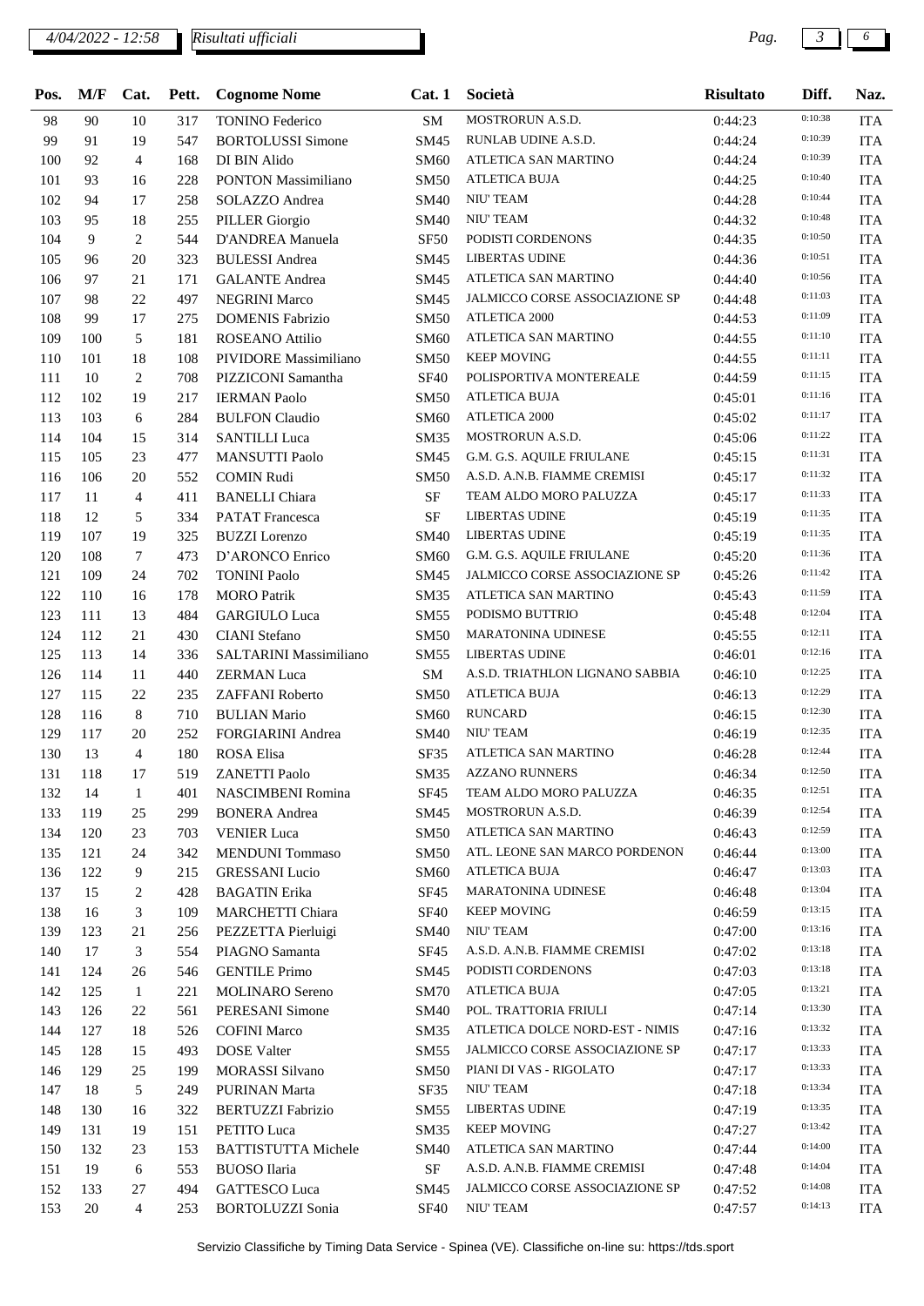| Pos. | M/F | Cat. | Pett. | Cognome Nome | Cat. 1 | Società | Risultato | Diff. | Naz. |
|---|---|---|---|---|---|---|---|---|---|
| 98 | 90 | 10 | 317 | TONINO Federico | SM | MOSTRORUN A.S.D. | 0:44:23 | 0:10:38 | ITA |
| 99 | 91 | 19 | 547 | BORTOLUSSI Simone | SM45 | RUNLAB UDINE A.S.D. | 0:44:24 | 0:10:39 | ITA |
| 100 | 92 | 4 | 168 | DI BIN Alido | SM60 | ATLETICA SAN MARTINO | 0:44:24 | 0:10:39 | ITA |
| 101 | 93 | 16 | 228 | PONTON Massimiliano | SM50 | ATLETICA BUJA | 0:44:25 | 0:10:40 | ITA |
| 102 | 94 | 17 | 258 | SOLAZZO Andrea | SM40 | NIU' TEAM | 0:44:28 | 0:10:44 | ITA |
| 103 | 95 | 18 | 255 | PILLER Giorgio | SM40 | NIU' TEAM | 0:44:32 | 0:10:48 | ITA |
| 104 | 9 | 2 | 544 | D'ANDREA Manuela | SF50 | PODISTI CORDENONS | 0:44:35 | 0:10:50 | ITA |
| 105 | 96 | 20 | 323 | BULESSI Andrea | SM45 | LIBERTAS UDINE | 0:44:36 | 0:10:51 | ITA |
| 106 | 97 | 21 | 171 | GALANTE Andrea | SM45 | ATLETICA SAN MARTINO | 0:44:40 | 0:10:56 | ITA |
| 107 | 98 | 22 | 497 | NEGRINI Marco | SM45 | JALMICCO CORSE ASSOCIAZIONE SP | 0:44:48 | 0:11:03 | ITA |
| 108 | 99 | 17 | 275 | DOMENIS Fabrizio | SM50 | ATLETICA 2000 | 0:44:53 | 0:11:09 | ITA |
| 109 | 100 | 5 | 181 | ROSEANO Attilio | SM60 | ATLETICA SAN MARTINO | 0:44:55 | 0:11:10 | ITA |
| 110 | 101 | 18 | 108 | PIVIDORE Massimiliano | SM50 | KEEP MOVING | 0:44:55 | 0:11:11 | ITA |
| 111 | 10 | 2 | 708 | PIZZICONI Samantha | SF40 | POLISPORTIVA MONTEREALE | 0:44:59 | 0:11:15 | ITA |
| 112 | 102 | 19 | 217 | IERMAN Paolo | SM50 | ATLETICA BUJA | 0:45:01 | 0:11:16 | ITA |
| 113 | 103 | 6 | 284 | BULFON Claudio | SM60 | ATLETICA 2000 | 0:45:02 | 0:11:17 | ITA |
| 114 | 104 | 15 | 314 | SANTILLI Luca | SM35 | MOSTRORUN A.S.D. | 0:45:06 | 0:11:22 | ITA |
| 115 | 105 | 23 | 477 | MANSUTTI Paolo | SM45 | G.M. G.S. AQUILE FRIULANE | 0:45:15 | 0:11:31 | ITA |
| 116 | 106 | 20 | 552 | COMIN Rudi | SM50 | A.S.D. A.N.B. FIAMME CREMISI | 0:45:17 | 0:11:32 | ITA |
| 117 | 11 | 4 | 411 | BANELLI Chiara | SF | TEAM ALDO MORO PALUZZA | 0:45:17 | 0:11:33 | ITA |
| 118 | 12 | 5 | 334 | PATAT Francesca | SF | LIBERTAS UDINE | 0:45:19 | 0:11:35 | ITA |
| 119 | 107 | 19 | 325 | BUZZI Lorenzo | SM40 | LIBERTAS UDINE | 0:45:19 | 0:11:35 | ITA |
| 120 | 108 | 7 | 473 | D'ARONCO Enrico | SM60 | G.M. G.S. AQUILE FRIULANE | 0:45:20 | 0:11:36 | ITA |
| 121 | 109 | 24 | 702 | TONINI Paolo | SM45 | JALMICCO CORSE ASSOCIAZIONE SP | 0:45:26 | 0:11:42 | ITA |
| 122 | 110 | 16 | 178 | MORO Patrik | SM35 | ATLETICA SAN MARTINO | 0:45:43 | 0:11:59 | ITA |
| 123 | 111 | 13 | 484 | GARGIULO Luca | SM55 | PODISMO BUTTRIO | 0:45:48 | 0:12:04 | ITA |
| 124 | 112 | 21 | 430 | CIANI Stefano | SM50 | MARATONINA UDINESE | 0:45:55 | 0:12:11 | ITA |
| 125 | 113 | 14 | 336 | SALTARINI Massimiliano | SM55 | LIBERTAS UDINE | 0:46:01 | 0:12:16 | ITA |
| 126 | 114 | 11 | 440 | ZERMAN Luca | SM | A.S.D. TRIATHLON LIGNANO SABBIA | 0:46:10 | 0:12:25 | ITA |
| 127 | 115 | 22 | 235 | ZAFFANI Roberto | SM50 | ATLETICA BUJA | 0:46:13 | 0:12:29 | ITA |
| 128 | 116 | 8 | 710 | BULIAN Mario | SM60 | RUNCARD | 0:46:15 | 0:12:30 | ITA |
| 129 | 117 | 20 | 252 | FORGIARINI Andrea | SM40 | NIU' TEAM | 0:46:19 | 0:12:35 | ITA |
| 130 | 13 | 4 | 180 | ROSA Elisa | SF35 | ATLETICA SAN MARTINO | 0:46:28 | 0:12:44 | ITA |
| 131 | 118 | 17 | 519 | ZANETTI Paolo | SM35 | AZZANO RUNNERS | 0:46:34 | 0:12:50 | ITA |
| 132 | 14 | 1 | 401 | NASCIMBENI Romina | SF45 | TEAM ALDO MORO PALUZZA | 0:46:35 | 0:12:51 | ITA |
| 133 | 119 | 25 | 299 | BONERA Andrea | SM45 | MOSTRORUN A.S.D. | 0:46:39 | 0:12:54 | ITA |
| 134 | 120 | 23 | 703 | VENIER Luca | SM50 | ATLETICA SAN MARTINO | 0:46:43 | 0:12:59 | ITA |
| 135 | 121 | 24 | 342 | MENDUNI Tommaso | SM50 | ATL. LEONE SAN MARCO PORDENON | 0:46:44 | 0:13:00 | ITA |
| 136 | 122 | 9 | 215 | GRESSANI Lucio | SM60 | ATLETICA BUJA | 0:46:47 | 0:13:03 | ITA |
| 137 | 15 | 2 | 428 | BAGATIN Erika | SF45 | MARATONINA UDINESE | 0:46:48 | 0:13:04 | ITA |
| 138 | 16 | 3 | 109 | MARCHETTI Chiara | SF40 | KEEP MOVING | 0:46:59 | 0:13:15 | ITA |
| 139 | 123 | 21 | 256 | PEZZETTA Pierluigi | SM40 | NIU' TEAM | 0:47:00 | 0:13:16 | ITA |
| 140 | 17 | 3 | 554 | PIAGNO Samanta | SF45 | A.S.D. A.N.B. FIAMME CREMISI | 0:47:02 | 0:13:18 | ITA |
| 141 | 124 | 26 | 546 | GENTILE Primo | SM45 | PODISTI CORDENONS | 0:47:03 | 0:13:18 | ITA |
| 142 | 125 | 1 | 221 | MOLINARO Sereno | SM70 | ATLETICA BUJA | 0:47:05 | 0:13:21 | ITA |
| 143 | 126 | 22 | 561 | PERESANI Simone | SM40 | POL. TRATTORIA FRIULI | 0:47:14 | 0:13:30 | ITA |
| 144 | 127 | 18 | 526 | COFINI Marco | SM35 | ATLETICA DOLCE NORD-EST - NIMIS | 0:47:16 | 0:13:32 | ITA |
| 145 | 128 | 15 | 493 | DOSE Valter | SM55 | JALMICCO CORSE ASSOCIAZIONE SP | 0:47:17 | 0:13:33 | ITA |
| 146 | 129 | 25 | 199 | MORASSI Silvano | SM50 | PIANI DI VAS - RIGOLATO | 0:47:17 | 0:13:33 | ITA |
| 147 | 18 | 5 | 249 | PURINAN Marta | SF35 | NIU' TEAM | 0:47:18 | 0:13:34 | ITA |
| 148 | 130 | 16 | 322 | BERTUZZI Fabrizio | SM55 | LIBERTAS UDINE | 0:47:19 | 0:13:35 | ITA |
| 149 | 131 | 19 | 151 | PETITO Luca | SM35 | KEEP MOVING | 0:47:27 | 0:13:42 | ITA |
| 150 | 132 | 23 | 153 | BATTISTUTTA Michele | SM40 | ATLETICA SAN MARTINO | 0:47:44 | 0:14:00 | ITA |
| 151 | 19 | 6 | 553 | BUOSO Ilaria | SF | A.S.D. A.N.B. FIAMME CREMISI | 0:47:48 | 0:14:04 | ITA |
| 152 | 133 | 27 | 494 | GATTESCO Luca | SM45 | JALMICCO CORSE ASSOCIAZIONE SP | 0:47:52 | 0:14:08 | ITA |
| 153 | 20 | 4 | 253 | BORTOLUZZI Sonia | SF40 | NIU' TEAM | 0:47:57 | 0:14:13 | ITA |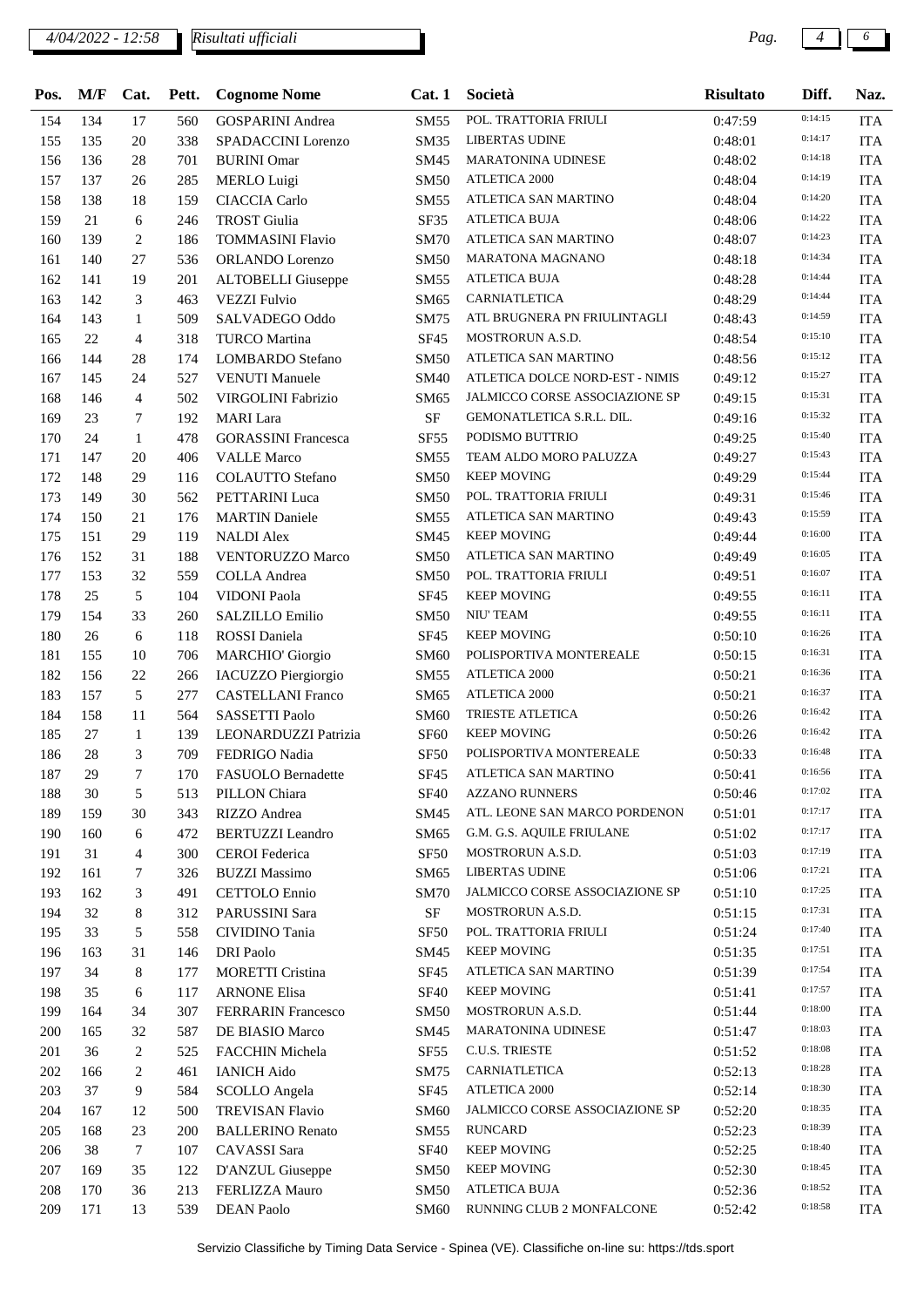| Pos. | M/F | Cat. | Pett. | Cognome Nome | Cat. 1 | Società | Risultato | Diff. | Naz. |
|---|---|---|---|---|---|---|---|---|---|
| 154 | 134 | 17 | 560 | GOSPARINI Andrea | SM55 | POL. TRATTORIA FRIULI | 0:47:59 | 0:14:15 | ITA |
| 155 | 135 | 20 | 338 | SPADACCINI Lorenzo | SM35 | LIBERTAS UDINE | 0:48:01 | 0:14:17 | ITA |
| 156 | 136 | 28 | 701 | BURINI Omar | SM45 | MARATONINA UDINESE | 0:48:02 | 0:14:18 | ITA |
| 157 | 137 | 26 | 285 | MERLO Luigi | SM50 | ATLETICA 2000 | 0:48:04 | 0:14:19 | ITA |
| 158 | 138 | 18 | 159 | CIACCIA Carlo | SM55 | ATLETICA SAN MARTINO | 0:48:04 | 0:14:20 | ITA |
| 159 | 21 | 6 | 246 | TROST Giulia | SF35 | ATLETICA BUJA | 0:48:06 | 0:14:22 | ITA |
| 160 | 139 | 2 | 186 | TOMMASINI Flavio | SM70 | ATLETICA SAN MARTINO | 0:48:07 | 0:14:23 | ITA |
| 161 | 140 | 27 | 536 | ORLANDO Lorenzo | SM50 | MARATONA MAGNANO | 0:48:18 | 0:14:34 | ITA |
| 162 | 141 | 19 | 201 | ALTOBELLI Giuseppe | SM55 | ATLETICA BUJA | 0:48:28 | 0:14:44 | ITA |
| 163 | 142 | 3 | 463 | VEZZI Fulvio | SM65 | CARNIATLETICA | 0:48:29 | 0:14:44 | ITA |
| 164 | 143 | 1 | 509 | SALVADEGO Oddo | SM75 | ATL BRUGNERA PN FRIULINTAGLI | 0:48:43 | 0:14:59 | ITA |
| 165 | 22 | 4 | 318 | TURCO Martina | SF45 | MOSTRORUN A.S.D. | 0:48:54 | 0:15:10 | ITA |
| 166 | 144 | 28 | 174 | LOMBARDO Stefano | SM50 | ATLETICA SAN MARTINO | 0:48:56 | 0:15:12 | ITA |
| 167 | 145 | 24 | 527 | VENUTI Manuele | SM40 | ATLETICA DOLCE NORD-EST - NIMIS | 0:49:12 | 0:15:27 | ITA |
| 168 | 146 | 4 | 502 | VIRGOLINI Fabrizio | SM65 | JALMICCO CORSE ASSOCIAZIONE SP | 0:49:15 | 0:15:31 | ITA |
| 169 | 23 | 7 | 192 | MARI Lara | SF | GEMONATLETICA S.R.L. DIL. | 0:49:16 | 0:15:32 | ITA |
| 170 | 24 | 1 | 478 | GORASSINI Francesca | SF55 | PODISMO BUTTRIO | 0:49:25 | 0:15:40 | ITA |
| 171 | 147 | 20 | 406 | VALLE Marco | SM55 | TEAM ALDO MORO PALUZZA | 0:49:27 | 0:15:43 | ITA |
| 172 | 148 | 29 | 116 | COLAUTTO Stefano | SM50 | KEEP MOVING | 0:49:29 | 0:15:44 | ITA |
| 173 | 149 | 30 | 562 | PETTARINI Luca | SM50 | POL. TRATTORIA FRIULI | 0:49:31 | 0:15:46 | ITA |
| 174 | 150 | 21 | 176 | MARTIN Daniele | SM55 | ATLETICA SAN MARTINO | 0:49:43 | 0:15:59 | ITA |
| 175 | 151 | 29 | 119 | NALDI Alex | SM45 | KEEP MOVING | 0:49:44 | 0:16:00 | ITA |
| 176 | 152 | 31 | 188 | VENTORUZZO Marco | SM50 | ATLETICA SAN MARTINO | 0:49:49 | 0:16:05 | ITA |
| 177 | 153 | 32 | 559 | COLLA Andrea | SM50 | POL. TRATTORIA FRIULI | 0:49:51 | 0:16:07 | ITA |
| 178 | 25 | 5 | 104 | VIDONI Paola | SF45 | KEEP MOVING | 0:49:55 | 0:16:11 | ITA |
| 179 | 154 | 33 | 260 | SALZILLO Emilio | SM50 | NIU' TEAM | 0:49:55 | 0:16:11 | ITA |
| 180 | 26 | 6 | 118 | ROSSI Daniela | SF45 | KEEP MOVING | 0:50:10 | 0:16:26 | ITA |
| 181 | 155 | 10 | 706 | MARCHIO' Giorgio | SM60 | POLISPORTIVA MONTEREALE | 0:50:15 | 0:16:31 | ITA |
| 182 | 156 | 22 | 266 | IACUZZO Piergiorgio | SM55 | ATLETICA 2000 | 0:50:21 | 0:16:36 | ITA |
| 183 | 157 | 5 | 277 | CASTELLANI Franco | SM65 | ATLETICA 2000 | 0:50:21 | 0:16:37 | ITA |
| 184 | 158 | 11 | 564 | SASSETTI Paolo | SM60 | TRIESTE ATLETICA | 0:50:26 | 0:16:42 | ITA |
| 185 | 27 | 1 | 139 | LEONARDUZZI Patrizia | SF60 | KEEP MOVING | 0:50:26 | 0:16:42 | ITA |
| 186 | 28 | 3 | 709 | FEDRIGO Nadia | SF50 | POLISPORTIVA MONTEREALE | 0:50:33 | 0:16:48 | ITA |
| 187 | 29 | 7 | 170 | FASUOLO Bernadette | SF45 | ATLETICA SAN MARTINO | 0:50:41 | 0:16:56 | ITA |
| 188 | 30 | 5 | 513 | PILLON Chiara | SF40 | AZZANO RUNNERS | 0:50:46 | 0:17:02 | ITA |
| 189 | 159 | 30 | 343 | RIZZO Andrea | SM45 | ATL. LEONE SAN MARCO PORDENON | 0:51:01 | 0:17:17 | ITA |
| 190 | 160 | 6 | 472 | BERTUZZI Leandro | SM65 | G.M. G.S. AQUILE FRIULANE | 0:51:02 | 0:17:17 | ITA |
| 191 | 31 | 4 | 300 | CEROI Federica | SF50 | MOSTRORUN A.S.D. | 0:51:03 | 0:17:19 | ITA |
| 192 | 161 | 7 | 326 | BUZZI Massimo | SM65 | LIBERTAS UDINE | 0:51:06 | 0:17:21 | ITA |
| 193 | 162 | 3 | 491 | CETTOLO Ennio | SM70 | JALMICCO CORSE ASSOCIAZIONE SP | 0:51:10 | 0:17:25 | ITA |
| 194 | 32 | 8 | 312 | PARUSSINI Sara | SF | MOSTRORUN A.S.D. | 0:51:15 | 0:17:31 | ITA |
| 195 | 33 | 5 | 558 | CIVIDINO Tania | SF50 | POL. TRATTORIA FRIULI | 0:51:24 | 0:17:40 | ITA |
| 196 | 163 | 31 | 146 | DRI Paolo | SM45 | KEEP MOVING | 0:51:35 | 0:17:51 | ITA |
| 197 | 34 | 8 | 177 | MORETTI Cristina | SF45 | ATLETICA SAN MARTINO | 0:51:39 | 0:17:54 | ITA |
| 198 | 35 | 6 | 117 | ARNONE Elisa | SF40 | KEEP MOVING | 0:51:41 | 0:17:57 | ITA |
| 199 | 164 | 34 | 307 | FERRARIN Francesco | SM50 | MOSTRORUN A.S.D. | 0:51:44 | 0:18:00 | ITA |
| 200 | 165 | 32 | 587 | DE BIASIO Marco | SM45 | MARATONINA UDINESE | 0:51:47 | 0:18:03 | ITA |
| 201 | 36 | 2 | 525 | FACCHIN Michela | SF55 | C.U.S. TRIESTE | 0:51:52 | 0:18:08 | ITA |
| 202 | 166 | 2 | 461 | IANICH Aido | SM75 | CARNIATLETICA | 0:52:13 | 0:18:28 | ITA |
| 203 | 37 | 9 | 584 | SCOLLO Angela | SF45 | ATLETICA 2000 | 0:52:14 | 0:18:30 | ITA |
| 204 | 167 | 12 | 500 | TREVISAN Flavio | SM60 | JALMICCO CORSE ASSOCIAZIONE SP | 0:52:20 | 0:18:35 | ITA |
| 205 | 168 | 23 | 200 | BALLERINO Renato | SM55 | RUNCARD | 0:52:23 | 0:18:39 | ITA |
| 206 | 38 | 7 | 107 | CAVASSI Sara | SF40 | KEEP MOVING | 0:52:25 | 0:18:40 | ITA |
| 207 | 169 | 35 | 122 | D'ANZUL Giuseppe | SM50 | KEEP MOVING | 0:52:30 | 0:18:45 | ITA |
| 208 | 170 | 36 | 213 | FERLIZZA Mauro | SM50 | ATLETICA BUJA | 0:52:36 | 0:18:52 | ITA |
| 209 | 171 | 13 | 539 | DEAN Paolo | SM60 | RUNNING CLUB 2 MONFALCONE | 0:52:42 | 0:18:58 | ITA |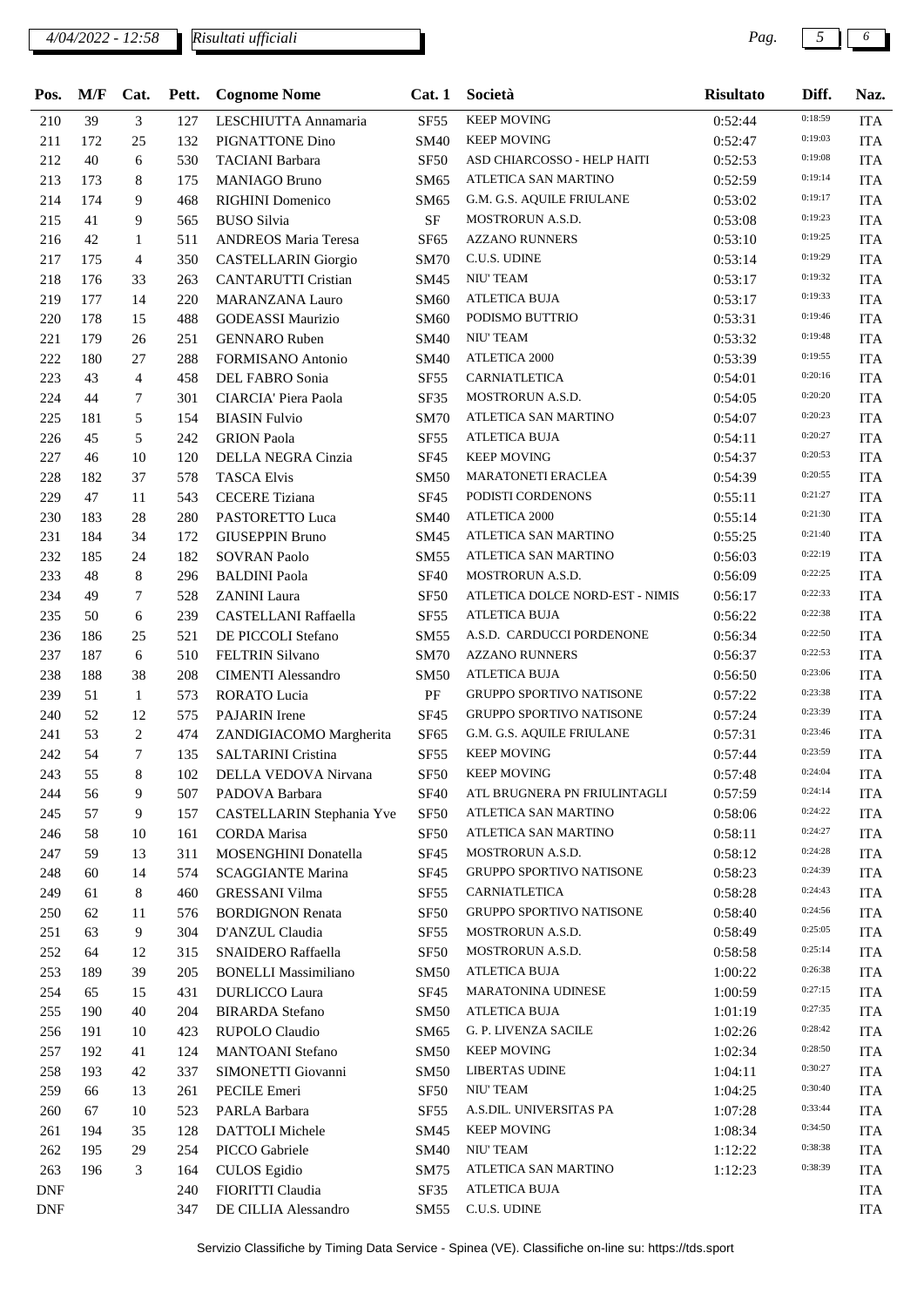| Pos. | M/F | Cat. | Pett. | Cognome Nome | Cat. 1 | Società | Risultato | Diff. | Naz. |
|---|---|---|---|---|---|---|---|---|---|
| 210 | 39 | 3 | 127 | LESCHIUTTA Annamaria | SF55 | KEEP MOVING | 0:52:44 | 0:18:59 | ITA |
| 211 | 172 | 25 | 132 | PIGNATTONE Dino | SM40 | KEEP MOVING | 0:52:47 | 0:19:03 | ITA |
| 212 | 40 | 6 | 530 | TACIANI Barbara | SF50 | ASD CHIARCOSSO - HELP HAITI | 0:52:53 | 0:19:08 | ITA |
| 213 | 173 | 8 | 175 | MANIAGO Bruno | SM65 | ATLETICA SAN MARTINO | 0:52:59 | 0:19:14 | ITA |
| 214 | 174 | 9 | 468 | RIGHINI Domenico | SM65 | G.M. G.S. AQUILE FRIULANE | 0:53:02 | 0:19:17 | ITA |
| 215 | 41 | 9 | 565 | BUSO Silvia | SF | MOSTRORUN A.S.D. | 0:53:08 | 0:19:23 | ITA |
| 216 | 42 | 1 | 511 | ANDREOS Maria Teresa | SF65 | AZZANO RUNNERS | 0:53:10 | 0:19:25 | ITA |
| 217 | 175 | 4 | 350 | CASTELLARIN Giorgio | SM70 | C.U.S. UDINE | 0:53:14 | 0:19:29 | ITA |
| 218 | 176 | 33 | 263 | CANTARUTTI Cristian | SM45 | NIU' TEAM | 0:53:17 | 0:19:32 | ITA |
| 219 | 177 | 14 | 220 | MARANZANA Lauro | SM60 | ATLETICA BUJA | 0:53:17 | 0:19:33 | ITA |
| 220 | 178 | 15 | 488 | GODEASSI Maurizio | SM60 | PODISMO BUTTRIO | 0:53:31 | 0:19:46 | ITA |
| 221 | 179 | 26 | 251 | GENNARO Ruben | SM40 | NIU' TEAM | 0:53:32 | 0:19:48 | ITA |
| 222 | 180 | 27 | 288 | FORMISANO Antonio | SM40 | ATLETICA 2000 | 0:53:39 | 0:19:55 | ITA |
| 223 | 43 | 4 | 458 | DEL FABRO Sonia | SF55 | CARNIATLETICA | 0:54:01 | 0:20:16 | ITA |
| 224 | 44 | 7 | 301 | CIARCIA' Piera Paola | SF35 | MOSTRORUN A.S.D. | 0:54:05 | 0:20:20 | ITA |
| 225 | 181 | 5 | 154 | BIASIN Fulvio | SM70 | ATLETICA SAN MARTINO | 0:54:07 | 0:20:23 | ITA |
| 226 | 45 | 5 | 242 | GRION Paola | SF55 | ATLETICA BUJA | 0:54:11 | 0:20:27 | ITA |
| 227 | 46 | 10 | 120 | DELLA NEGRA Cinzia | SF45 | KEEP MOVING | 0:54:37 | 0:20:53 | ITA |
| 228 | 182 | 37 | 578 | TASCA Elvis | SM50 | MARATONETI ERACLEA | 0:54:39 | 0:20:55 | ITA |
| 229 | 47 | 11 | 543 | CECERE Tiziana | SF45 | PODISTI CORDENONS | 0:55:11 | 0:21:27 | ITA |
| 230 | 183 | 28 | 280 | PASTORETTO Luca | SM40 | ATLETICA 2000 | 0:55:14 | 0:21:30 | ITA |
| 231 | 184 | 34 | 172 | GIUSEPPIN Bruno | SM45 | ATLETICA SAN MARTINO | 0:55:25 | 0:21:40 | ITA |
| 232 | 185 | 24 | 182 | SOVRAN Paolo | SM55 | ATLETICA SAN MARTINO | 0:56:03 | 0:22:19 | ITA |
| 233 | 48 | 8 | 296 | BALDINI Paola | SF40 | MOSTRORUN A.S.D. | 0:56:09 | 0:22:25 | ITA |
| 234 | 49 | 7 | 528 | ZANINI Laura | SF50 | ATLETICA DOLCE NORD-EST - NIMIS | 0:56:17 | 0:22:33 | ITA |
| 235 | 50 | 6 | 239 | CASTELLANI Raffaella | SF55 | ATLETICA BUJA | 0:56:22 | 0:22:38 | ITA |
| 236 | 186 | 25 | 521 | DE PICCOLI Stefano | SM55 | A.S.D. CARDUCCI PORDENONE | 0:56:34 | 0:22:50 | ITA |
| 237 | 187 | 6 | 510 | FELTRIN Silvano | SM70 | AZZANO RUNNERS | 0:56:37 | 0:22:53 | ITA |
| 238 | 188 | 38 | 208 | CIMENTI Alessandro | SM50 | ATLETICA BUJA | 0:56:50 | 0:23:06 | ITA |
| 239 | 51 | 1 | 573 | RORATO Lucia | PF | GRUPPO SPORTIVO NATISONE | 0:57:22 | 0:23:38 | ITA |
| 240 | 52 | 12 | 575 | PAJARIN Irene | SF45 | GRUPPO SPORTIVO NATISONE | 0:57:24 | 0:23:39 | ITA |
| 241 | 53 | 2 | 474 | ZANDIGIACOMO Margherita | SF65 | G.M. G.S. AQUILE FRIULANE | 0:57:31 | 0:23:46 | ITA |
| 242 | 54 | 7 | 135 | SALTARINI Cristina | SF55 | KEEP MOVING | 0:57:44 | 0:23:59 | ITA |
| 243 | 55 | 8 | 102 | DELLA VEDOVA Nirvana | SF50 | KEEP MOVING | 0:57:48 | 0:24:04 | ITA |
| 244 | 56 | 9 | 507 | PADOVA Barbara | SF40 | ATL BRUGNERA PN FRIULINTAGLI | 0:57:59 | 0:24:14 | ITA |
| 245 | 57 | 9 | 157 | CASTELLARIN Stephania Yve | SF50 | ATLETICA SAN MARTINO | 0:58:06 | 0:24:22 | ITA |
| 246 | 58 | 10 | 161 | CORDA Marisa | SF50 | ATLETICA SAN MARTINO | 0:58:11 | 0:24:27 | ITA |
| 247 | 59 | 13 | 311 | MOSENGHINI Donatella | SF45 | MOSTRORUN A.S.D. | 0:58:12 | 0:24:28 | ITA |
| 248 | 60 | 14 | 574 | SCAGGIANTE Marina | SF45 | GRUPPO SPORTIVO NATISONE | 0:58:23 | 0:24:39 | ITA |
| 249 | 61 | 8 | 460 | GRESSANI Vilma | SF55 | CARNIATLETICA | 0:58:28 | 0:24:43 | ITA |
| 250 | 62 | 11 | 576 | BORDIGNON Renata | SF50 | GRUPPO SPORTIVO NATISONE | 0:58:40 | 0:24:56 | ITA |
| 251 | 63 | 9 | 304 | D'ANZUL Claudia | SF55 | MOSTRORUN A.S.D. | 0:58:49 | 0:25:05 | ITA |
| 252 | 64 | 12 | 315 | SNAIDERO Raffaella | SF50 | MOSTRORUN A.S.D. | 0:58:58 | 0:25:14 | ITA |
| 253 | 189 | 39 | 205 | BONELLI Massimiliano | SM50 | ATLETICA BUJA | 1:00:22 | 0:26:38 | ITA |
| 254 | 65 | 15 | 431 | DURLICCO Laura | SF45 | MARATONINA UDINESE | 1:00:59 | 0:27:15 | ITA |
| 255 | 190 | 40 | 204 | BIRARDA Stefano | SM50 | ATLETICA BUJA | 1:01:19 | 0:27:35 | ITA |
| 256 | 191 | 10 | 423 | RUPOLO Claudio | SM65 | G. P. LIVENZA SACILE | 1:02:26 | 0:28:42 | ITA |
| 257 | 192 | 41 | 124 | MANTOANI Stefano | SM50 | KEEP MOVING | 1:02:34 | 0:28:50 | ITA |
| 258 | 193 | 42 | 337 | SIMONETTI Giovanni | SM50 | LIBERTAS UDINE | 1:04:11 | 0:30:27 | ITA |
| 259 | 66 | 13 | 261 | PECILE Emeri | SF50 | NIU' TEAM | 1:04:25 | 0:30:40 | ITA |
| 260 | 67 | 10 | 523 | PARLA Barbara | SF55 | A.S.DIL. UNIVERSITAS PA | 1:07:28 | 0:33:44 | ITA |
| 261 | 194 | 35 | 128 | DATTOLI Michele | SM45 | KEEP MOVING | 1:08:34 | 0:34:50 | ITA |
| 262 | 195 | 29 | 254 | PICCO Gabriele | SM40 | NIU' TEAM | 1:12:22 | 0:38:38 | ITA |
| 263 | 196 | 3 | 164 | CULOS Egidio | SM75 | ATLETICA SAN MARTINO | 1:12:23 | 0:38:39 | ITA |
| DNF | | | 240 | FIORITTI Claudia | SF35 | ATLETICA BUJA | | | ITA |
| DNF | | | 347 | DE CILLIA Alessandro | SM55 | C.U.S. UDINE | | | ITA |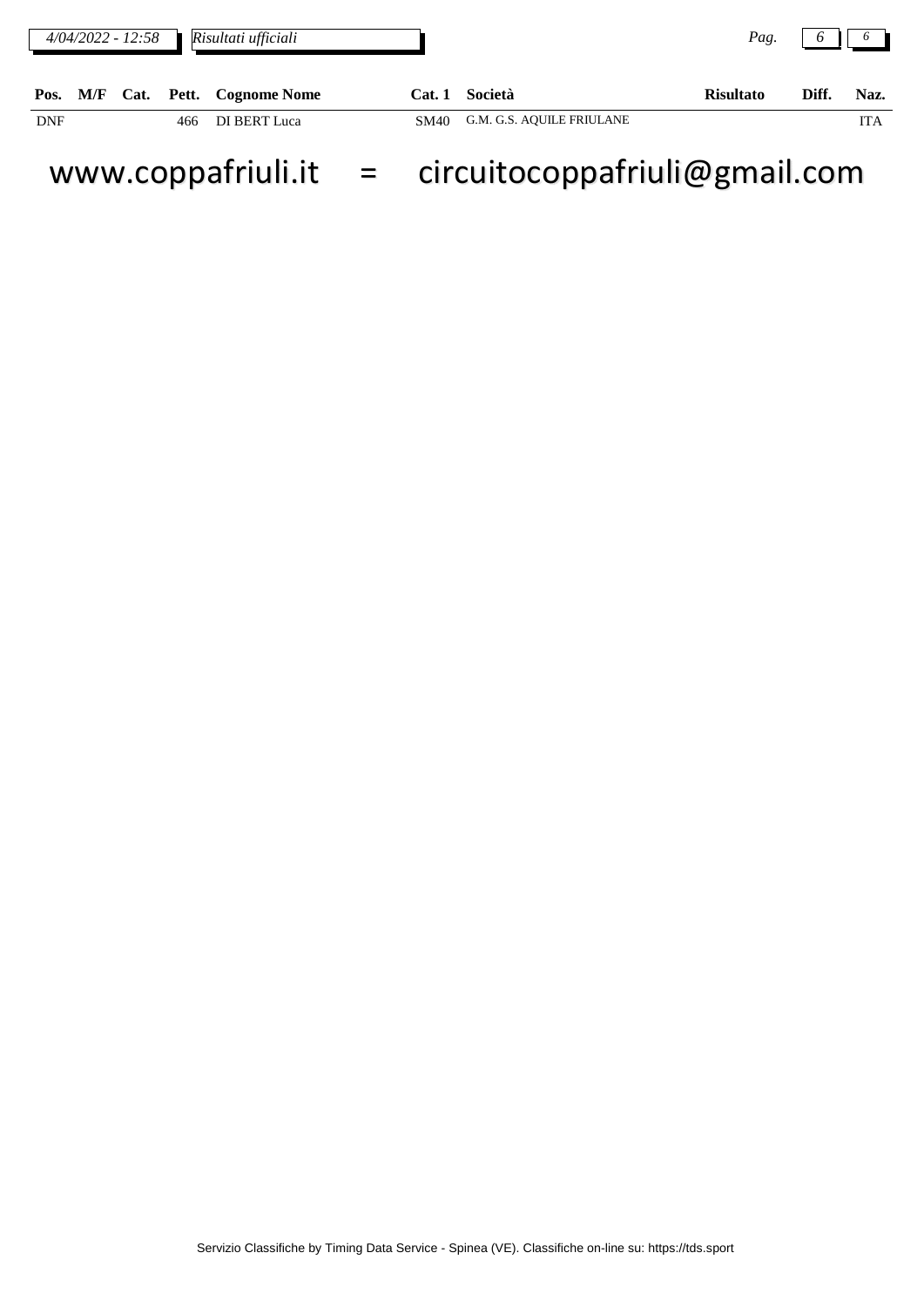| Pos. | M/F | Cat. | Pett. | Cognome Nome | Cat. 1 | Società | Risultato | Diff. | Naz. |
|---|---|---|---|---|---|---|---|---|---|
| DNF | | | 466 | DI BERT Luca | SM40 | G.M. G.S. AQUILE FRIULANE | | | ITA |

www.coppafriuli.it = circuitocoppafriuli@gmail.com